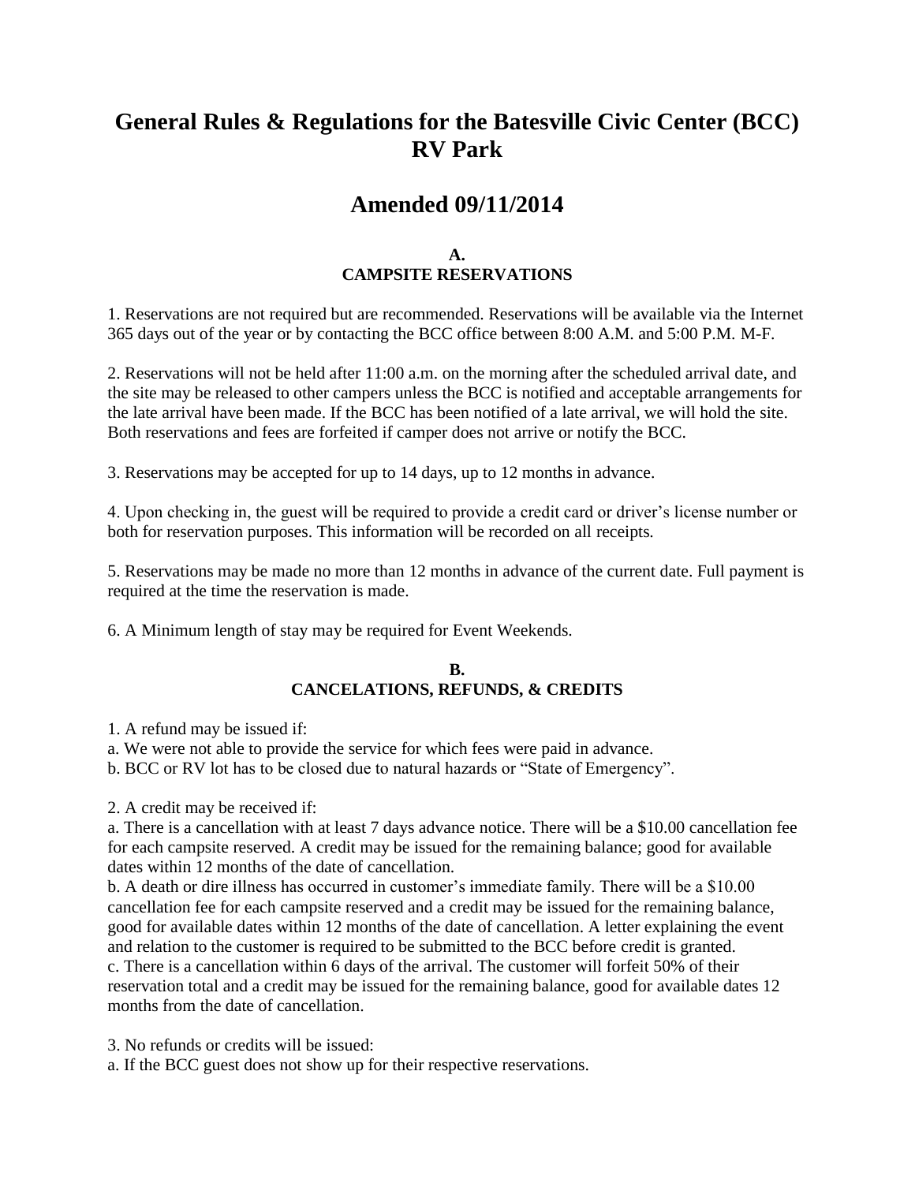# General Rules & Regulations for the Batesville Civic Center (BCC) RV Park

# Amended 09/11/2014

## A. CAMPSITE RESERVATIONS

1. Reservations are not required but are recommended. Reservations will be available via the Internet 365 days out of the year or by contacting the BCC office between 8:00 A.M. and 5:00 P.M. M-F.

2. Reservations will not be held after 11:00 a.m. on the morning after the scheduled arrival date, and the site may be released to other campers unless the BCC is notified and acceptable arrangements for the late arrival have been made. If the BCC has been notified of a late arrival, we will hold the site. Both reservations and fees are forfeited if camper does not arrive or notify the BCC.

3. Reservations may be accepted for up to 14 days, up to 12 months in advance.

4. Upon checking in, the guest will be required to provide a credit card or driver's license number or both for reservation purposes. This information will be recorded on all receipts.

5. Reservations may be made no more than 12 months in advance of the current date. Full payment is required at the time the reservation is made.

6. A Minimum length of stay may be required for Event Weekends.

## B. CANCELATIONS, REFUNDS, & CREDITS

1. A refund may be issued if:
a. We were not able to provide the service for which fees were paid in advance.
b. BCC or RV lot has to be closed due to natural hazards or "State of Emergency".

2. A credit may be received if:
a. There is a cancellation with at least 7 days advance notice. There will be a $10.00 cancellation fee for each campsite reserved. A credit may be issued for the remaining balance; good for available dates within 12 months of the date of cancellation.
b. A death or dire illness has occurred in customer's immediate family. There will be a $10.00 cancellation fee for each campsite reserved and a credit may be issued for the remaining balance, good for available dates within 12 months of the date of cancellation. A letter explaining the event and relation to the customer is required to be submitted to the BCC before credit is granted.
c. There is a cancellation within 6 days of the arrival. The customer will forfeit 50% of their reservation total and a credit may be issued for the remaining balance, good for available dates 12 months from the date of cancellation.

3. No refunds or credits will be issued:
a. If the BCC guest does not show up for their respective reservations.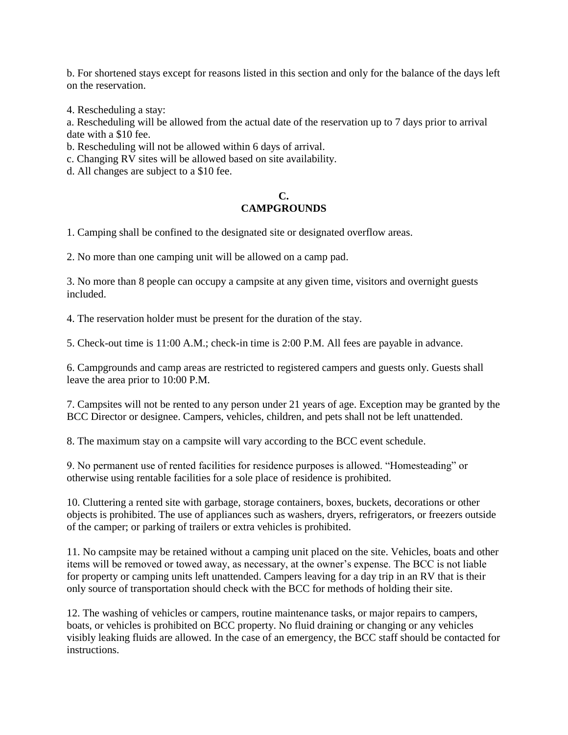b. For shortened stays except for reasons listed in this section and only for the balance of the days left on the reservation.

4. Rescheduling a stay:
a. Rescheduling will be allowed from the actual date of the reservation up to 7 days prior to arrival date with a $10 fee.
b. Rescheduling will not be allowed within 6 days of arrival.
c. Changing RV sites will be allowed based on site availability.
d. All changes are subject to a $10 fee.

## C.
## CAMPGROUNDS

1. Camping shall be confined to the designated site or designated overflow areas.

2. No more than one camping unit will be allowed on a camp pad.

3. No more than 8 people can occupy a campsite at any given time, visitors and overnight guests included.

4. The reservation holder must be present for the duration of the stay.

5. Check-out time is 11:00 A.M.; check-in time is 2:00 P.M. All fees are payable in advance.

6. Campgrounds and camp areas are restricted to registered campers and guests only. Guests shall leave the area prior to 10:00 P.M.

7. Campsites will not be rented to any person under 21 years of age. Exception may be granted by the BCC Director or designee. Campers, vehicles, children, and pets shall not be left unattended.

8. The maximum stay on a campsite will vary according to the BCC event schedule.

9. No permanent use of rented facilities for residence purposes is allowed. "Homesteading" or otherwise using rentable facilities for a sole place of residence is prohibited.

10. Cluttering a rented site with garbage, storage containers, boxes, buckets, decorations or other objects is prohibited. The use of appliances such as washers, dryers, refrigerators, or freezers outside of the camper; or parking of trailers or extra vehicles is prohibited.

11. No campsite may be retained without a camping unit placed on the site. Vehicles, boats and other items will be removed or towed away, as necessary, at the owner's expense. The BCC is not liable for property or camping units left unattended. Campers leaving for a day trip in an RV that is their only source of transportation should check with the BCC for methods of holding their site.

12. The washing of vehicles or campers, routine maintenance tasks, or major repairs to campers, boats, or vehicles is prohibited on BCC property. No fluid draining or changing or any vehicles visibly leaking fluids are allowed. In the case of an emergency, the BCC staff should be contacted for instructions.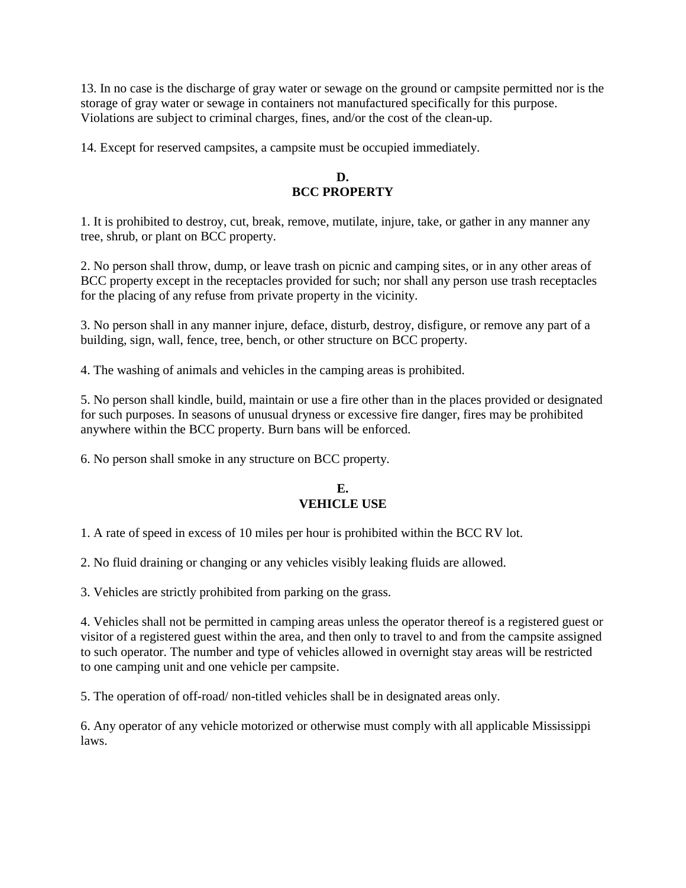13. In no case is the discharge of gray water or sewage on the ground or campsite permitted nor is the storage of gray water or sewage in containers not manufactured specifically for this purpose. Violations are subject to criminal charges, fines, and/or the cost of the clean-up.

14. Except for reserved campsites, a campsite must be occupied immediately.

## D.
## BCC PROPERTY

1. It is prohibited to destroy, cut, break, remove, mutilate, injure, take, or gather in any manner any tree, shrub, or plant on BCC property.

2. No person shall throw, dump, or leave trash on picnic and camping sites, or in any other areas of BCC property except in the receptacles provided for such; nor shall any person use trash receptacles for the placing of any refuse from private property in the vicinity.

3. No person shall in any manner injure, deface, disturb, destroy, disfigure, or remove any part of a building, sign, wall, fence, tree, bench, or other structure on BCC property.

4. The washing of animals and vehicles in the camping areas is prohibited.

5. No person shall kindle, build, maintain or use a fire other than in the places provided or designated for such purposes. In seasons of unusual dryness or excessive fire danger, fires may be prohibited anywhere within the BCC property. Burn bans will be enforced.

6. No person shall smoke in any structure on BCC property.

## E.
## VEHICLE USE

1. A rate of speed in excess of 10 miles per hour is prohibited within the BCC RV lot.

2. No fluid draining or changing or any vehicles visibly leaking fluids are allowed.

3. Vehicles are strictly prohibited from parking on the grass.

4. Vehicles shall not be permitted in camping areas unless the operator thereof is a registered guest or visitor of a registered guest within the area, and then only to travel to and from the campsite assigned to such operator. The number and type of vehicles allowed in overnight stay areas will be restricted to one camping unit and one vehicle per campsite.

5. The operation of off-road/ non-titled vehicles shall be in designated areas only.

6. Any operator of any vehicle motorized or otherwise must comply with all applicable Mississippi laws.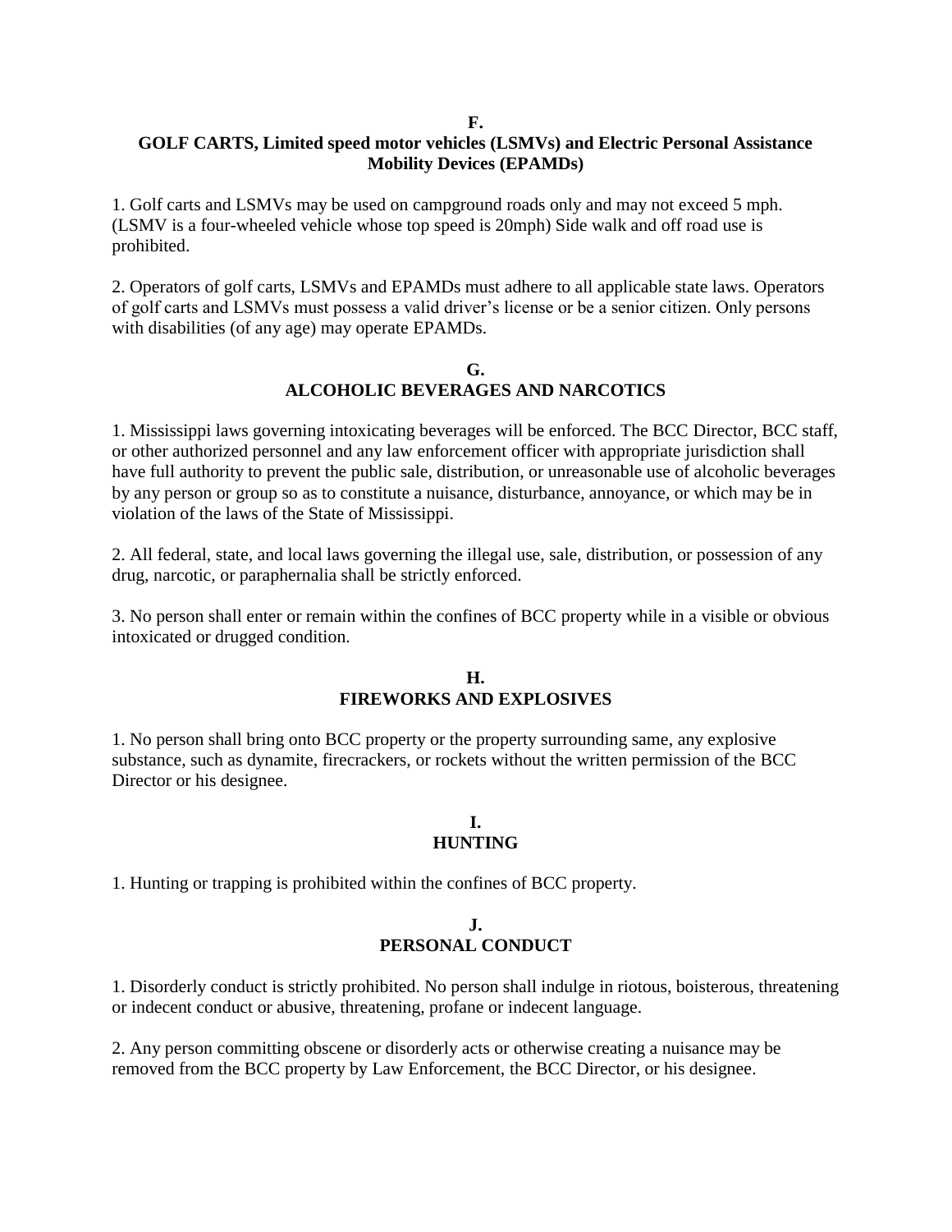## F.
## GOLF CARTS, Limited speed motor vehicles (LSMVs) and Electric Personal Assistance Mobility Devices (EPAMDs)

1. Golf carts and LSMVs may be used on campground roads only and may not exceed 5 mph. (LSMV is a four-wheeled vehicle whose top speed is 20mph) Side walk and off road use is prohibited.

2. Operators of golf carts, LSMVs and EPAMDs must adhere to all applicable state laws. Operators of golf carts and LSMVs must possess a valid driver's license or be a senior citizen. Only persons with disabilities (of any age) may operate EPAMDs.

## G.
## ALCOHOLIC BEVERAGES AND NARCOTICS

1. Mississippi laws governing intoxicating beverages will be enforced. The BCC Director, BCC staff, or other authorized personnel and any law enforcement officer with appropriate jurisdiction shall have full authority to prevent the public sale, distribution, or unreasonable use of alcoholic beverages by any person or group so as to constitute a nuisance, disturbance, annoyance, or which may be in violation of the laws of the State of Mississippi.

2. All federal, state, and local laws governing the illegal use, sale, distribution, or possession of any drug, narcotic, or paraphernalia shall be strictly enforced.

3. No person shall enter or remain within the confines of BCC property while in a visible or obvious intoxicated or drugged condition.

## H.
## FIREWORKS AND EXPLOSIVES

1. No person shall bring onto BCC property or the property surrounding same, any explosive substance, such as dynamite, firecrackers, or rockets without the written permission of the BCC Director or his designee.

## I.
## HUNTING

1. Hunting or trapping is prohibited within the confines of BCC property.

## J.
## PERSONAL CONDUCT

1. Disorderly conduct is strictly prohibited. No person shall indulge in riotous, boisterous, threatening or indecent conduct or abusive, threatening, profane or indecent language.

2. Any person committing obscene or disorderly acts or otherwise creating a nuisance may be removed from the BCC property by Law Enforcement, the BCC Director, or his designee.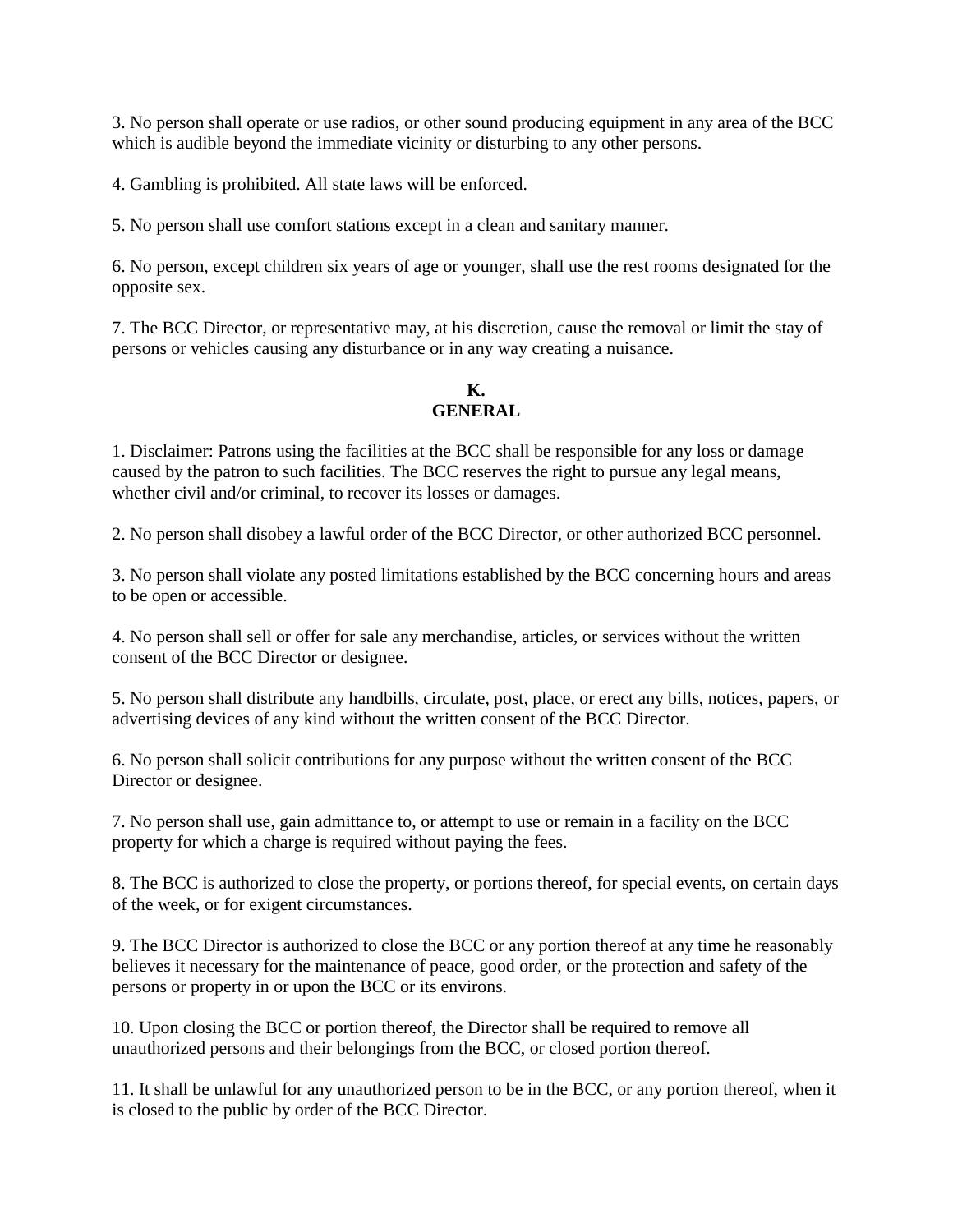3. No person shall operate or use radios, or other sound producing equipment in any area of the BCC which is audible beyond the immediate vicinity or disturbing to any other persons.

4. Gambling is prohibited. All state laws will be enforced.

5. No person shall use comfort stations except in a clean and sanitary manner.

6. No person, except children six years of age or younger, shall use the rest rooms designated for the opposite sex.

7. The BCC Director, or representative may, at his discretion, cause the removal or limit the stay of persons or vehicles causing any disturbance or in any way creating a nuisance.

## K.
## GENERAL

1. Disclaimer: Patrons using the facilities at the BCC shall be responsible for any loss or damage caused by the patron to such facilities. The BCC reserves the right to pursue any legal means, whether civil and/or criminal, to recover its losses or damages.

2. No person shall disobey a lawful order of the BCC Director, or other authorized BCC personnel.

3. No person shall violate any posted limitations established by the BCC concerning hours and areas to be open or accessible.

4. No person shall sell or offer for sale any merchandise, articles, or services without the written consent of the BCC Director or designee.

5. No person shall distribute any handbills, circulate, post, place, or erect any bills, notices, papers, or advertising devices of any kind without the written consent of the BCC Director.

6. No person shall solicit contributions for any purpose without the written consent of the BCC Director or designee.

7. No person shall use, gain admittance to, or attempt to use or remain in a facility on the BCC property for which a charge is required without paying the fees.

8. The BCC is authorized to close the property, or portions thereof, for special events, on certain days of the week, or for exigent circumstances.

9. The BCC Director is authorized to close the BCC or any portion thereof at any time he reasonably believes it necessary for the maintenance of peace, good order, or the protection and safety of the persons or property in or upon the BCC or its environs.

10. Upon closing the BCC or portion thereof, the Director shall be required to remove all unauthorized persons and their belongings from the BCC, or closed portion thereof.

11. It shall be unlawful for any unauthorized person to be in the BCC, or any portion thereof, when it is closed to the public by order of the BCC Director.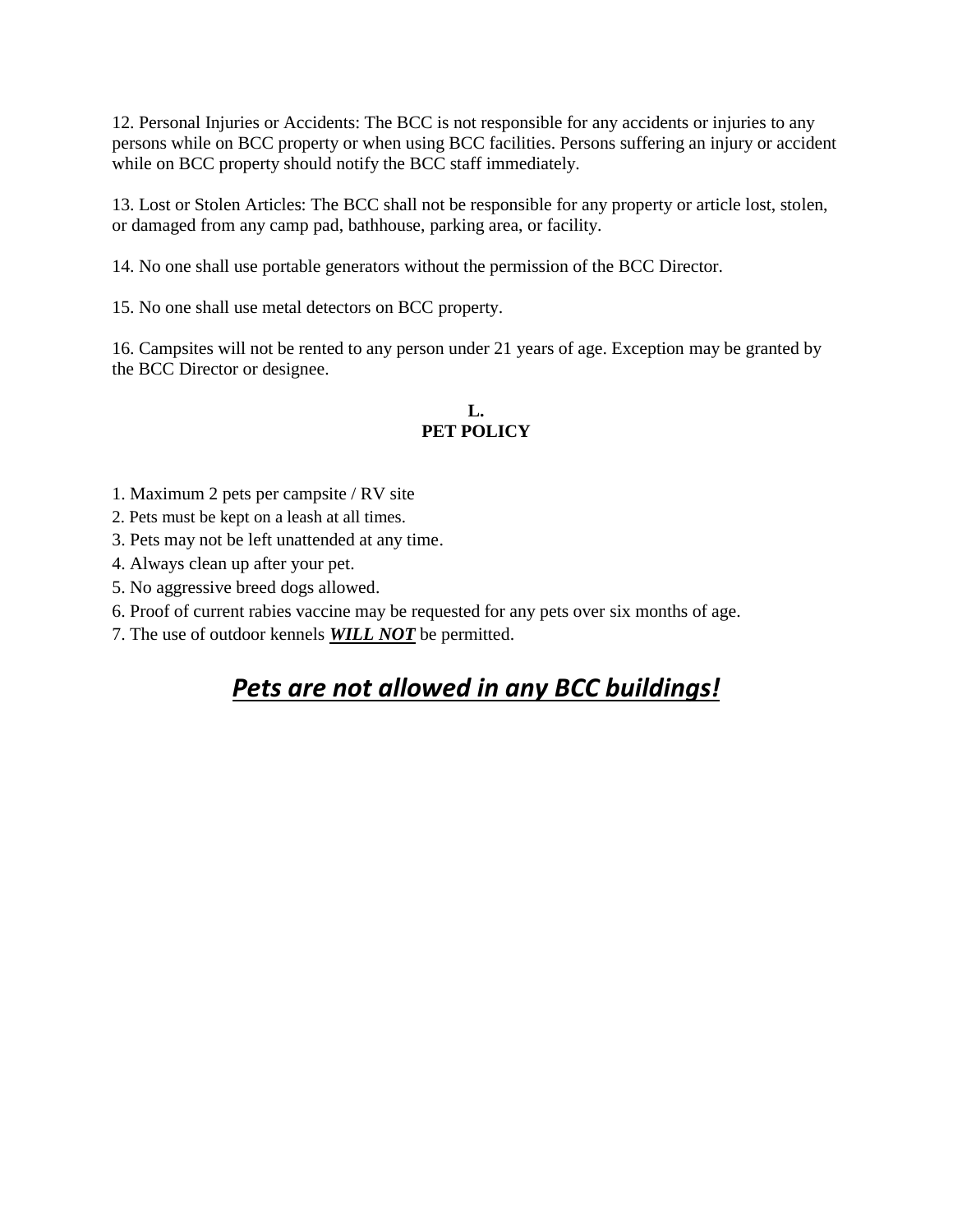12. Personal Injuries or Accidents: The BCC is not responsible for any accidents or injuries to any persons while on BCC property or when using BCC facilities. Persons suffering an injury or accident while on BCC property should notify the BCC staff immediately.

13. Lost or Stolen Articles: The BCC shall not be responsible for any property or article lost, stolen, or damaged from any camp pad, bathhouse, parking area, or facility.

14. No one shall use portable generators without the permission of the BCC Director.

15. No one shall use metal detectors on BCC property.

16. Campsites will not be rented to any person under 21 years of age. Exception may be granted by the BCC Director or designee.

## L.
## PET POLICY

1. Maximum 2 pets per campsite / RV site
2. Pets must be kept on a leash at all times.
3. Pets may not be left unattended at any time.
4. Always clean up after your pet.
5. No aggressive breed dogs allowed.
6. Proof of current rabies vaccine may be requested for any pets over six months of age.
7. The use of outdoor kennels ***WILL NOT*** be permitted.

***Pets are not allowed in any BCC buildings!***